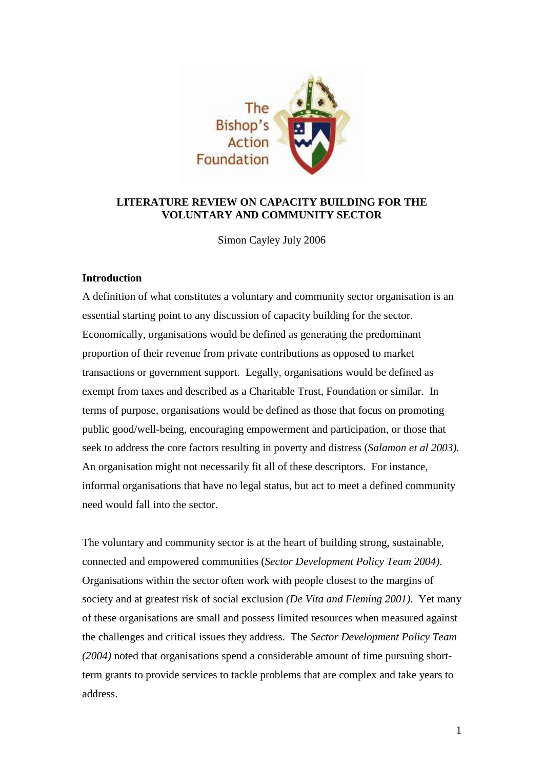# LITERATURE REVIEW ON CAPACITY BUILDING FOR THE VOLUNTARY AND COMMUNITY SECTOR

Simon Cayley July 2006

## Introduction

A definition of what constitutes a voluntary and community sector organisation is an essential starting point to any discussion of capacity building for the sector. Economically, organisations would be defined as generating the predominant proportion of their revenue from private contributions as opposed to market transactions or government support. Legally, organisations would be defined as exempt from taxes and described as a Charitable Trust, Foundation or similar. In terms of purpose, organisations would be defined as those that focus on promoting public good/well-being, encouraging empowerment and participation, or those that seek to address the core factors resulting in poverty and distress (*Salamon et al 2003).* An organisation might not necessarily fit all of these descriptors. For instance, informal organisations that have no legal status, but act to meet a defined community need would fall into the sector.

The voluntary and community sector is at the heart of building strong, sustainable, connected and empowered communities (*Sector Development Policy Team 2004).* Organisations within the sector often work with people closest to the margins of society and at greatest risk of social exclusion *(De Vita and Fleming 2001).* Yet many of these organisations are small and possess limited resources when measured against the challenges and critical issues they address. The *Sector Development Policy Team (2004)* noted that organisations spend a considerable amount of time pursuing short-term grants to provide services to tackle problems that are complex and take years to address.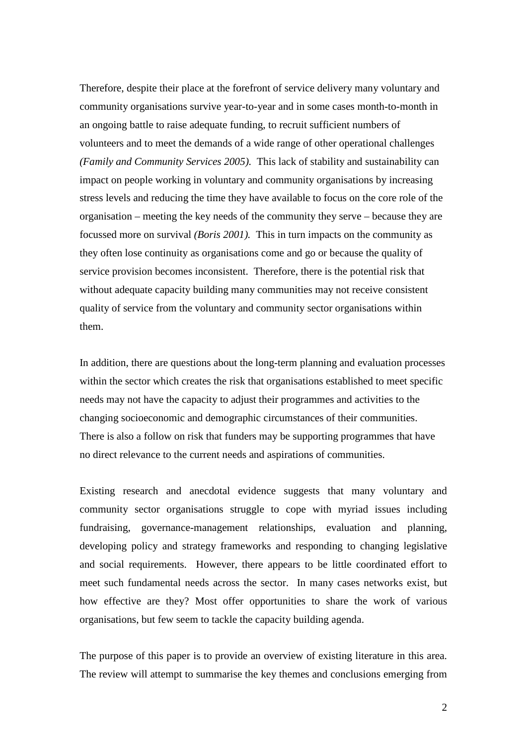Therefore, despite their place at the forefront of service delivery many voluntary and community organisations survive year-to-year and in some cases month-to-month in an ongoing battle to raise adequate funding, to recruit sufficient numbers of volunteers and to meet the demands of a wide range of other operational challenges *(Family and Community Services 2005).* This lack of stability and sustainability can impact on people working in voluntary and community organisations by increasing stress levels and reducing the time they have available to focus on the core role of the organisation – meeting the key needs of the community they serve – because they are focussed more on survival *(Boris 2001).* This in turn impacts on the community as they often lose continuity as organisations come and go or because the quality of service provision becomes inconsistent. Therefore, there is the potential risk that without adequate capacity building many communities may not receive consistent quality of service from the voluntary and community sector organisations within them.

In addition, there are questions about the long-term planning and evaluation processes within the sector which creates the risk that organisations established to meet specific needs may not have the capacity to adjust their programmes and activities to the changing socioeconomic and demographic circumstances of their communities. There is also a follow on risk that funders may be supporting programmes that have no direct relevance to the current needs and aspirations of communities.

Existing research and anecdotal evidence suggests that many voluntary and community sector organisations struggle to cope with myriad issues including fundraising, governance-management relationships, evaluation and planning, developing policy and strategy frameworks and responding to changing legislative and social requirements. However, there appears to be little coordinated effort to meet such fundamental needs across the sector. In many cases networks exist, but how effective are they? Most offer opportunities to share the work of various organisations, but few seem to tackle the capacity building agenda.

The purpose of this paper is to provide an overview of existing literature in this area. The review will attempt to summarise the key themes and conclusions emerging from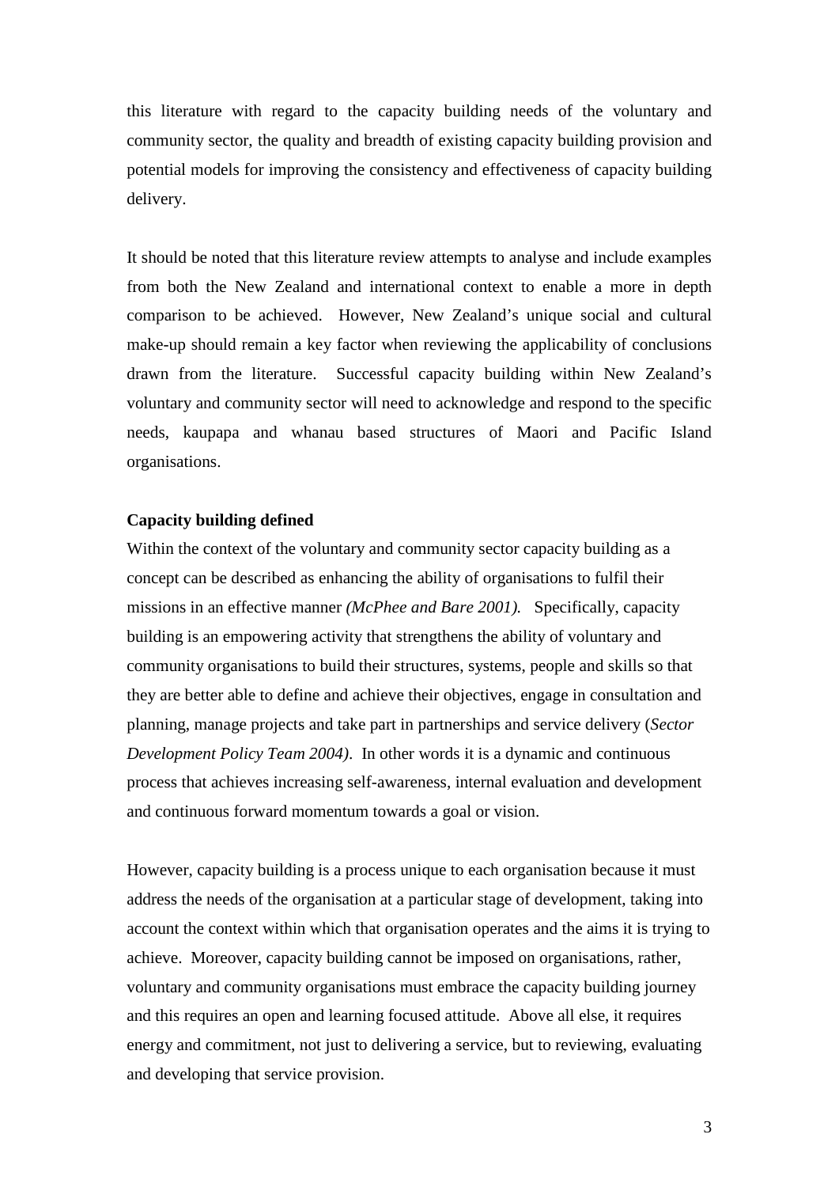this literature with regard to the capacity building needs of the voluntary and community sector, the quality and breadth of existing capacity building provision and potential models for improving the consistency and effectiveness of capacity building delivery.

It should be noted that this literature review attempts to analyse and include examples from both the New Zealand and international context to enable a more in depth comparison to be achieved. However, New Zealand's unique social and cultural make-up should remain a key factor when reviewing the applicability of conclusions drawn from the literature. Successful capacity building within New Zealand's voluntary and community sector will need to acknowledge and respond to the specific needs, kaupapa and whanau based structures of Maori and Pacific Island organisations.

**Capacity building defined**

Within the context of the voluntary and community sector capacity building as a concept can be described as enhancing the ability of organisations to fulfil their missions in an effective manner *(McPhee and Bare 2001).* Specifically, capacity building is an empowering activity that strengthens the ability of voluntary and community organisations to build their structures, systems, people and skills so that they are better able to define and achieve their objectives, engage in consultation and planning, manage projects and take part in partnerships and service delivery (*Sector Development Policy Team 2004)*. In other words it is a dynamic and continuous process that achieves increasing self-awareness, internal evaluation and development and continuous forward momentum towards a goal or vision.

However, capacity building is a process unique to each organisation because it must address the needs of the organisation at a particular stage of development, taking into account the context within which that organisation operates and the aims it is trying to achieve. Moreover, capacity building cannot be imposed on organisations, rather, voluntary and community organisations must embrace the capacity building journey and this requires an open and learning focused attitude. Above all else, it requires energy and commitment, not just to delivering a service, but to reviewing, evaluating and developing that service provision.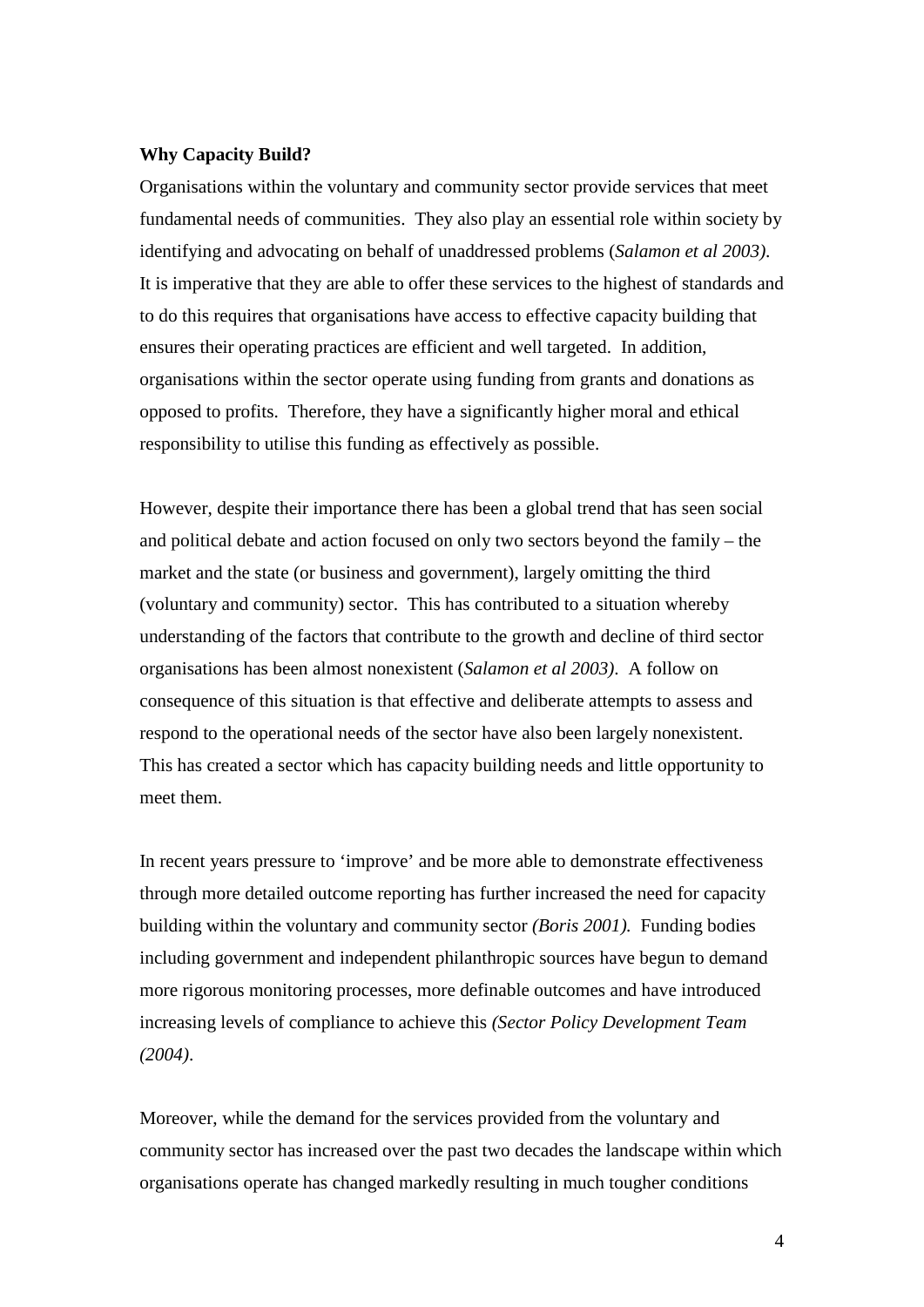**Why Capacity Build?**

Organisations within the voluntary and community sector provide services that meet fundamental needs of communities. They also play an essential role within society by identifying and advocating on behalf of unaddressed problems (*Salamon et al 2003)*. It is imperative that they are able to offer these services to the highest of standards and to do this requires that organisations have access to effective capacity building that ensures their operating practices are efficient and well targeted. In addition, organisations within the sector operate using funding from grants and donations as opposed to profits. Therefore, they have a significantly higher moral and ethical responsibility to utilise this funding as effectively as possible.

However, despite their importance there has been a global trend that has seen social and political debate and action focused on only two sectors beyond the family – the market and the state (or business and government), largely omitting the third (voluntary and community) sector. This has contributed to a situation whereby understanding of the factors that contribute to the growth and decline of third sector organisations has been almost nonexistent (*Salamon et al 2003)*. A follow on consequence of this situation is that effective and deliberate attempts to assess and respond to the operational needs of the sector have also been largely nonexistent. This has created a sector which has capacity building needs and little opportunity to meet them.

In recent years pressure to 'improve' and be more able to demonstrate effectiveness through more detailed outcome reporting has further increased the need for capacity building within the voluntary and community sector *(Boris 2001).* Funding bodies including government and independent philanthropic sources have begun to demand more rigorous monitoring processes, more definable outcomes and have introduced increasing levels of compliance to achieve this *(Sector Policy Development Team (2004)*.

Moreover, while the demand for the services provided from the voluntary and community sector has increased over the past two decades the landscape within which organisations operate has changed markedly resulting in much tougher conditions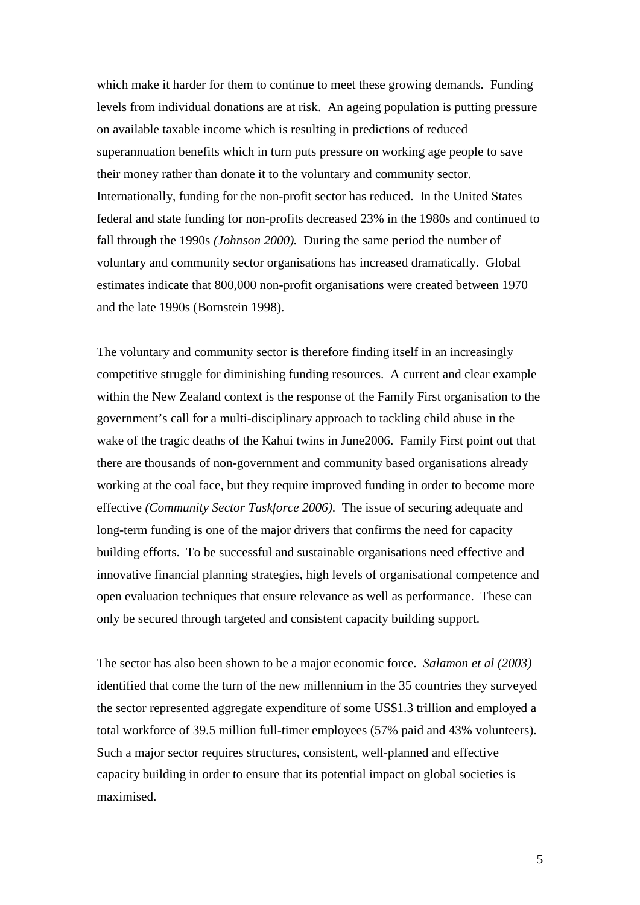which make it harder for them to continue to meet these growing demands. Funding levels from individual donations are at risk. An ageing population is putting pressure on available taxable income which is resulting in predictions of reduced superannuation benefits which in turn puts pressure on working age people to save their money rather than donate it to the voluntary and community sector. Internationally, funding for the non-profit sector has reduced. In the United States federal and state funding for non-profits decreased 23% in the 1980s and continued to fall through the 1990s *(Johnson 2000).* During the same period the number of voluntary and community sector organisations has increased dramatically. Global estimates indicate that 800,000 non-profit organisations were created between 1970 and the late 1990s (Bornstein 1998).

The voluntary and community sector is therefore finding itself in an increasingly competitive struggle for diminishing funding resources. A current and clear example within the New Zealand context is the response of the Family First organisation to the government's call for a multi-disciplinary approach to tackling child abuse in the wake of the tragic deaths of the Kahui twins in June2006. Family First point out that there are thousands of non-government and community based organisations already working at the coal face, but they require improved funding in order to become more effective *(Community Sector Taskforce 2006).* The issue of securing adequate and long-term funding is one of the major drivers that confirms the need for capacity building efforts. To be successful and sustainable organisations need effective and innovative financial planning strategies, high levels of organisational competence and open evaluation techniques that ensure relevance as well as performance. These can only be secured through targeted and consistent capacity building support.

The sector has also been shown to be a major economic force. *Salamon et al (2003)* identified that come the turn of the new millennium in the 35 countries they surveyed the sector represented aggregate expenditure of some US$1.3 trillion and employed a total workforce of 39.5 million full-timer employees (57% paid and 43% volunteers). Such a major sector requires structures, consistent, well-planned and effective capacity building in order to ensure that its potential impact on global societies is maximised.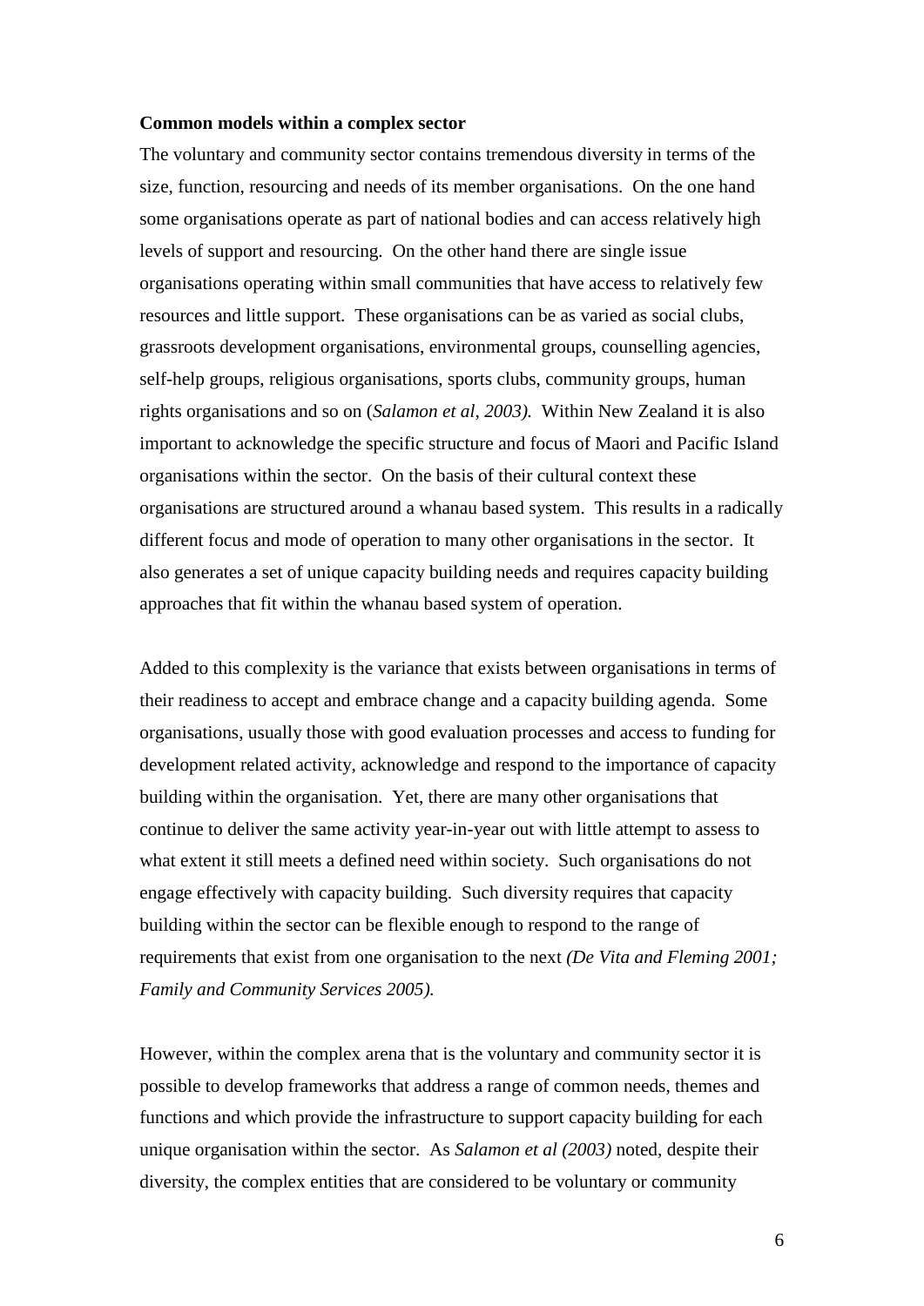**Common models within a complex sector**

The voluntary and community sector contains tremendous diversity in terms of the size, function, resourcing and needs of its member organisations. On the one hand some organisations operate as part of national bodies and can access relatively high levels of support and resourcing. On the other hand there are single issue organisations operating within small communities that have access to relatively few resources and little support. These organisations can be as varied as social clubs, grassroots development organisations, environmental groups, counselling agencies, self-help groups, religious organisations, sports clubs, community groups, human rights organisations and so on (*Salamon et al, 2003).* Within New Zealand it is also important to acknowledge the specific structure and focus of Maori and Pacific Island organisations within the sector. On the basis of their cultural context these organisations are structured around a whanau based system. This results in a radically different focus and mode of operation to many other organisations in the sector. It also generates a set of unique capacity building needs and requires capacity building approaches that fit within the whanau based system of operation.

Added to this complexity is the variance that exists between organisations in terms of their readiness to accept and embrace change and a capacity building agenda. Some organisations, usually those with good evaluation processes and access to funding for development related activity, acknowledge and respond to the importance of capacity building within the organisation. Yet, there are many other organisations that continue to deliver the same activity year-in-year out with little attempt to assess to what extent it still meets a defined need within society. Such organisations do not engage effectively with capacity building. Such diversity requires that capacity building within the sector can be flexible enough to respond to the range of requirements that exist from one organisation to the next *(De Vita and Fleming 2001; Family and Community Services 2005).*

However, within the complex arena that is the voluntary and community sector it is possible to develop frameworks that address a range of common needs, themes and functions and which provide the infrastructure to support capacity building for each unique organisation within the sector. As *Salamon et al (2003)* noted, despite their diversity, the complex entities that are considered to be voluntary or community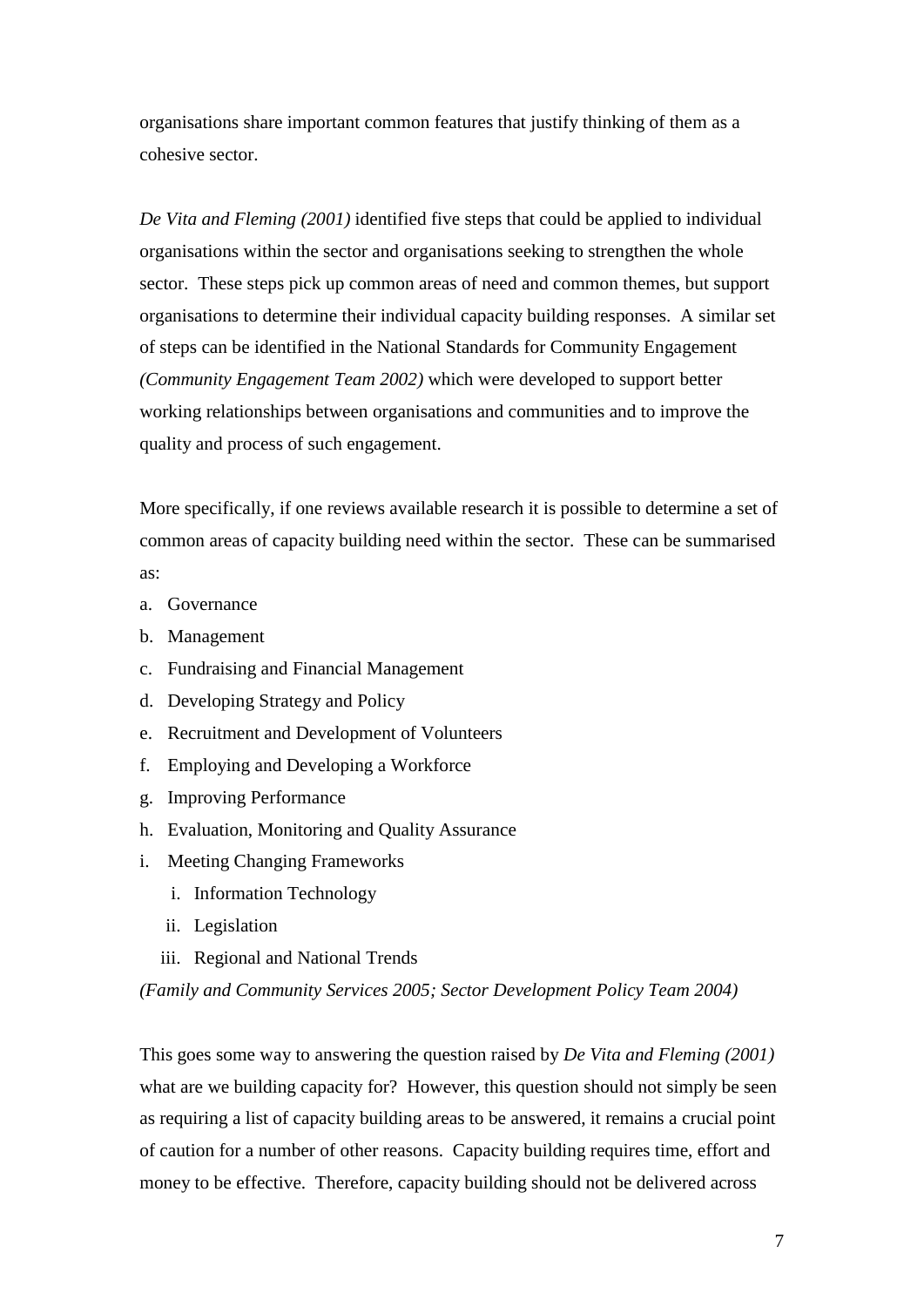organisations share important common features that justify thinking of them as a cohesive sector.

*De Vita and Fleming (2001)* identified five steps that could be applied to individual organisations within the sector and organisations seeking to strengthen the whole sector. These steps pick up common areas of need and common themes, but support organisations to determine their individual capacity building responses. A similar set of steps can be identified in the National Standards for Community Engagement *(Community Engagement Team 2002)* which were developed to support better working relationships between organisations and communities and to improve the quality and process of such engagement.

More specifically, if one reviews available research it is possible to determine a set of common areas of capacity building need within the sector. These can be summarised as:

a. Governance
b. Management
c. Fundraising and Financial Management
d. Developing Strategy and Policy
e. Recruitment and Development of Volunteers
f. Employing and Developing a Workforce
g. Improving Performance
h. Evaluation, Monitoring and Quality Assurance
i. Meeting Changing Frameworks
    i. Information Technology
    ii. Legislation
    iii. Regional and National Trends

*(Family and Community Services 2005; Sector Development Policy Team 2004)*

This goes some way to answering the question raised by *De Vita and Fleming (2001)* what are we building capacity for? However, this question should not simply be seen as requiring a list of capacity building areas to be answered, it remains a crucial point of caution for a number of other reasons. Capacity building requires time, effort and money to be effective. Therefore, capacity building should not be delivered across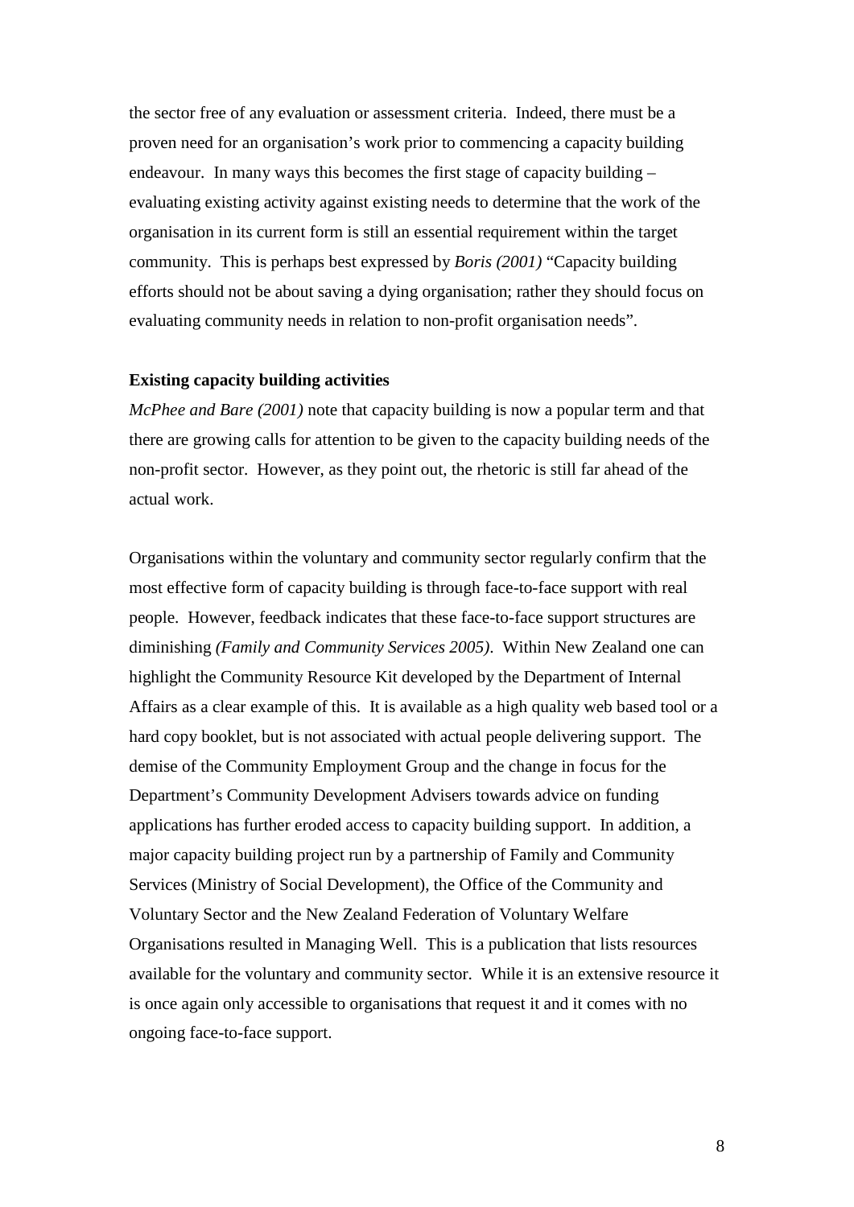the sector free of any evaluation or assessment criteria. Indeed, there must be a proven need for an organisation's work prior to commencing a capacity building endeavour. In many ways this becomes the first stage of capacity building – evaluating existing activity against existing needs to determine that the work of the organisation in its current form is still an essential requirement within the target community. This is perhaps best expressed by *Boris (2001)* "Capacity building efforts should not be about saving a dying organisation; rather they should focus on evaluating community needs in relation to non-profit organisation needs".

**Existing capacity building activities**

*McPhee and Bare (2001)* note that capacity building is now a popular term and that there are growing calls for attention to be given to the capacity building needs of the non-profit sector. However, as they point out, the rhetoric is still far ahead of the actual work.

Organisations within the voluntary and community sector regularly confirm that the most effective form of capacity building is through face-to-face support with real people. However, feedback indicates that these face-to-face support structures are diminishing *(Family and Community Services 2005)*. Within New Zealand one can highlight the Community Resource Kit developed by the Department of Internal Affairs as a clear example of this. It is available as a high quality web based tool or a hard copy booklet, but is not associated with actual people delivering support. The demise of the Community Employment Group and the change in focus for the Department's Community Development Advisers towards advice on funding applications has further eroded access to capacity building support. In addition, a major capacity building project run by a partnership of Family and Community Services (Ministry of Social Development), the Office of the Community and Voluntary Sector and the New Zealand Federation of Voluntary Welfare Organisations resulted in Managing Well. This is a publication that lists resources available for the voluntary and community sector. While it is an extensive resource it is once again only accessible to organisations that request it and it comes with no ongoing face-to-face support.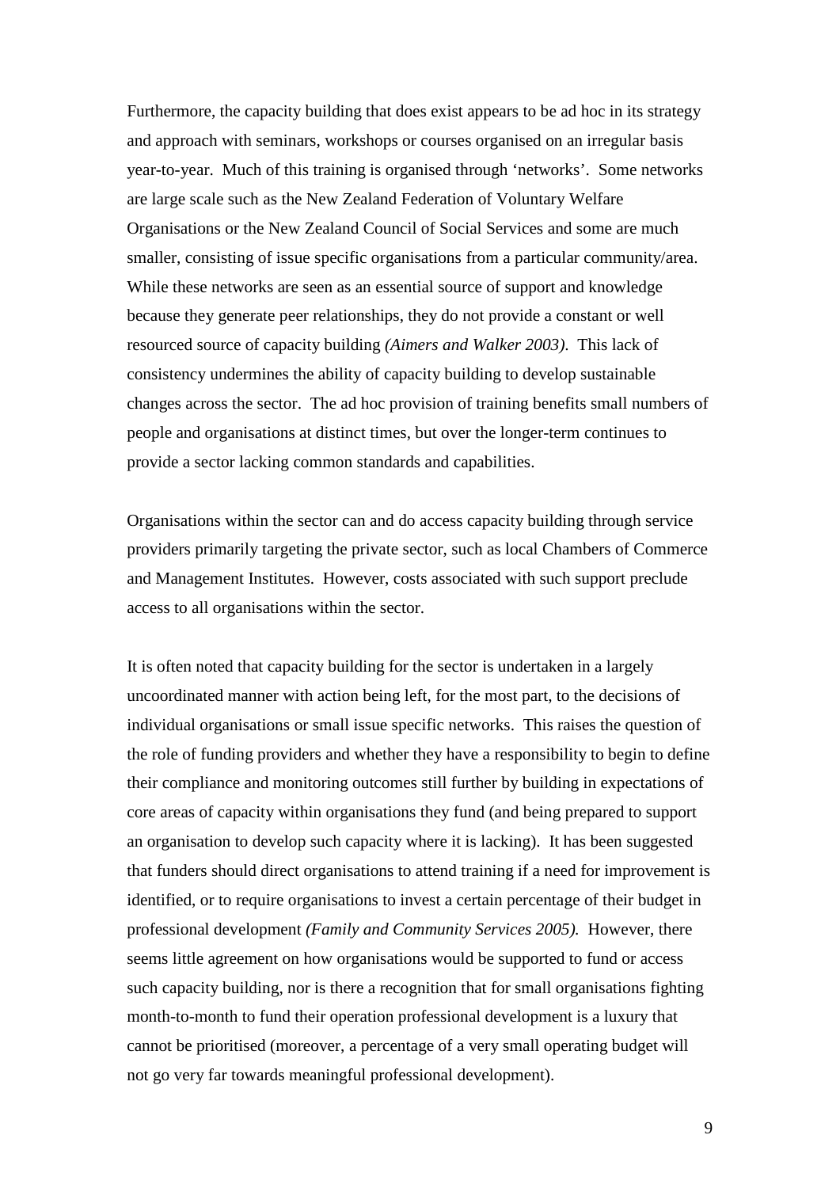Furthermore, the capacity building that does exist appears to be ad hoc in its strategy and approach with seminars, workshops or courses organised on an irregular basis year-to-year. Much of this training is organised through 'networks'. Some networks are large scale such as the New Zealand Federation of Voluntary Welfare Organisations or the New Zealand Council of Social Services and some are much smaller, consisting of issue specific organisations from a particular community/area. While these networks are seen as an essential source of support and knowledge because they generate peer relationships, they do not provide a constant or well resourced source of capacity building *(Aimers and Walker 2003)*. This lack of consistency undermines the ability of capacity building to develop sustainable changes across the sector. The ad hoc provision of training benefits small numbers of people and organisations at distinct times, but over the longer-term continues to provide a sector lacking common standards and capabilities.

Organisations within the sector can and do access capacity building through service providers primarily targeting the private sector, such as local Chambers of Commerce and Management Institutes. However, costs associated with such support preclude access to all organisations within the sector.

It is often noted that capacity building for the sector is undertaken in a largely uncoordinated manner with action being left, for the most part, to the decisions of individual organisations or small issue specific networks. This raises the question of the role of funding providers and whether they have a responsibility to begin to define their compliance and monitoring outcomes still further by building in expectations of core areas of capacity within organisations they fund (and being prepared to support an organisation to develop such capacity where it is lacking). It has been suggested that funders should direct organisations to attend training if a need for improvement is identified, or to require organisations to invest a certain percentage of their budget in professional development *(Family and Community Services 2005).* However, there seems little agreement on how organisations would be supported to fund or access such capacity building, nor is there a recognition that for small organisations fighting month-to-month to fund their operation professional development is a luxury that cannot be prioritised (moreover, a percentage of a very small operating budget will not go very far towards meaningful professional development).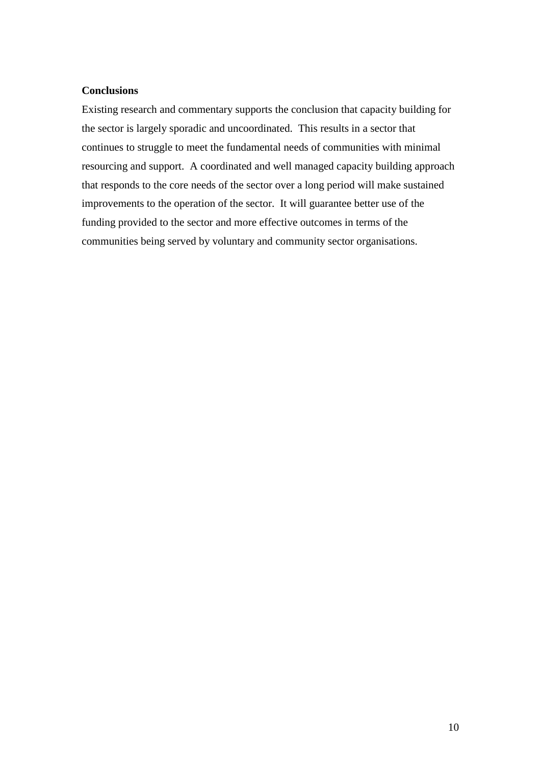**Conclusions**

Existing research and commentary supports the conclusion that capacity building for the sector is largely sporadic and uncoordinated. This results in a sector that continues to struggle to meet the fundamental needs of communities with minimal resourcing and support. A coordinated and well managed capacity building approach that responds to the core needs of the sector over a long period will make sustained improvements to the operation of the sector. It will guarantee better use of the funding provided to the sector and more effective outcomes in terms of the communities being served by voluntary and community sector organisations.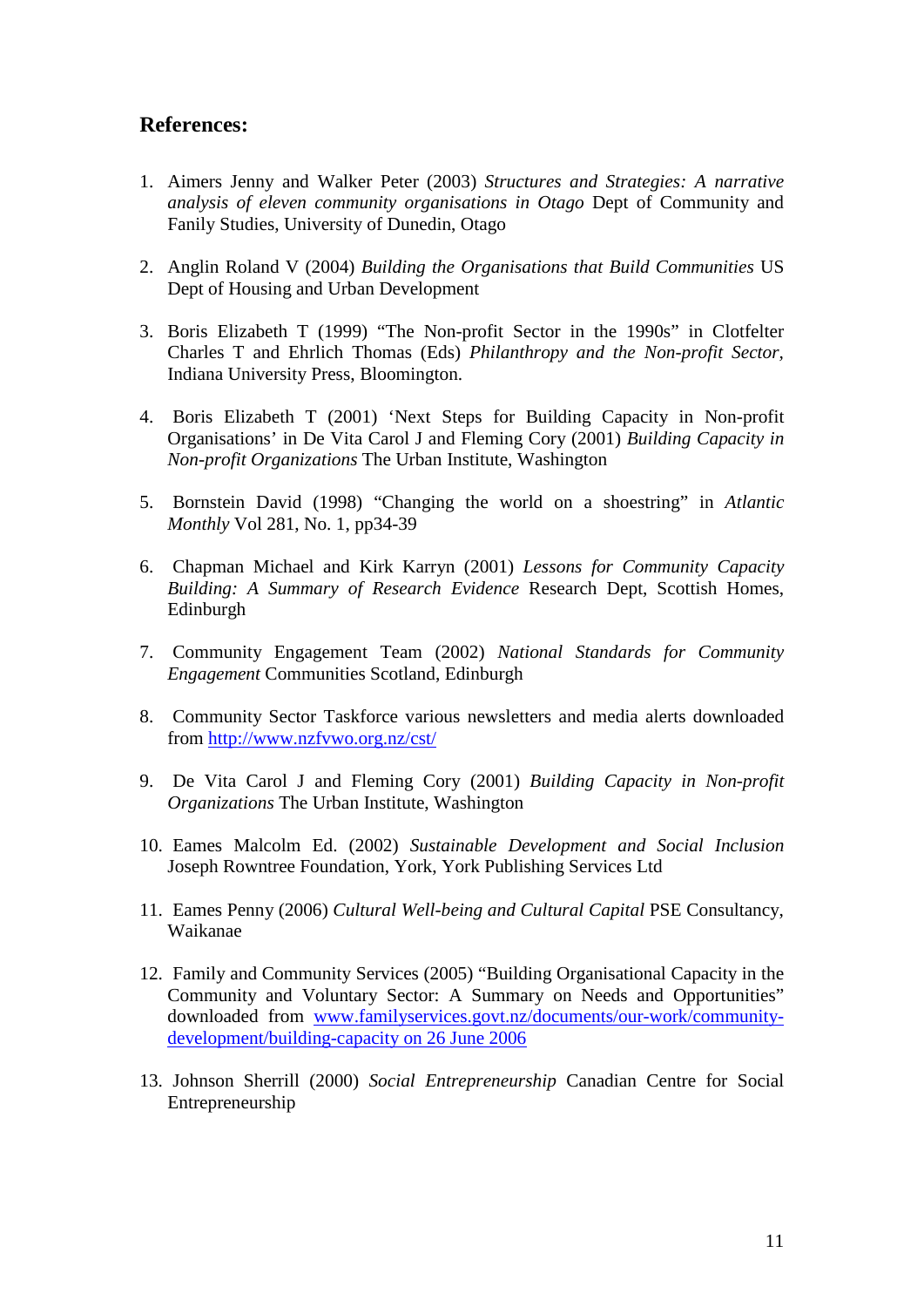## References:

1. Aimers Jenny and Walker Peter (2003) *Structures and Strategies: A narrative analysis of eleven community organisations in Otago* Dept of Community and Fanily Studies, University of Dunedin, Otago

2. Anglin Roland V (2004) *Building the Organisations that Build Communities* US Dept of Housing and Urban Development

3. Boris Elizabeth T (1999) "The Non-profit Sector in the 1990s" in Clotfelter Charles T and Ehrlich Thomas (Eds) *Philanthropy and the Non-profit Sector*, Indiana University Press, Bloomington.

4. Boris Elizabeth T (2001) 'Next Steps for Building Capacity in Non-profit Organisations' in De Vita Carol J and Fleming Cory (2001) *Building Capacity in Non-profit Organizations* The Urban Institute, Washington

5. Bornstein David (1998) "Changing the world on a shoestring" in *Atlantic Monthly* Vol 281, No. 1, pp34-39

6. Chapman Michael and Kirk Karryn (2001) *Lessons for Community Capacity Building: A Summary of Research Evidence* Research Dept, Scottish Homes, Edinburgh

7. Community Engagement Team (2002) *National Standards for Community Engagement* Communities Scotland, Edinburgh

8. Community Sector Taskforce various newsletters and media alerts downloaded from http://www.nzfvwo.org.nz/cst/

9. De Vita Carol J and Fleming Cory (2001) *Building Capacity in Non-profit Organizations* The Urban Institute, Washington

10. Eames Malcolm Ed. (2002) *Sustainable Development and Social Inclusion* Joseph Rowntree Foundation, York, York Publishing Services Ltd

11. Eames Penny (2006) *Cultural Well-being and Cultural Capital* PSE Consultancy, Waikanae

12. Family and Community Services (2005) "Building Organisational Capacity in the Community and Voluntary Sector: A Summary on Needs and Opportunities" downloaded from www.familyservices.govt.nz/documents/our-work/community-development/building-capacity on 26 June 2006

13. Johnson Sherrill (2000) *Social Entrepreneurship* Canadian Centre for Social Entrepreneurship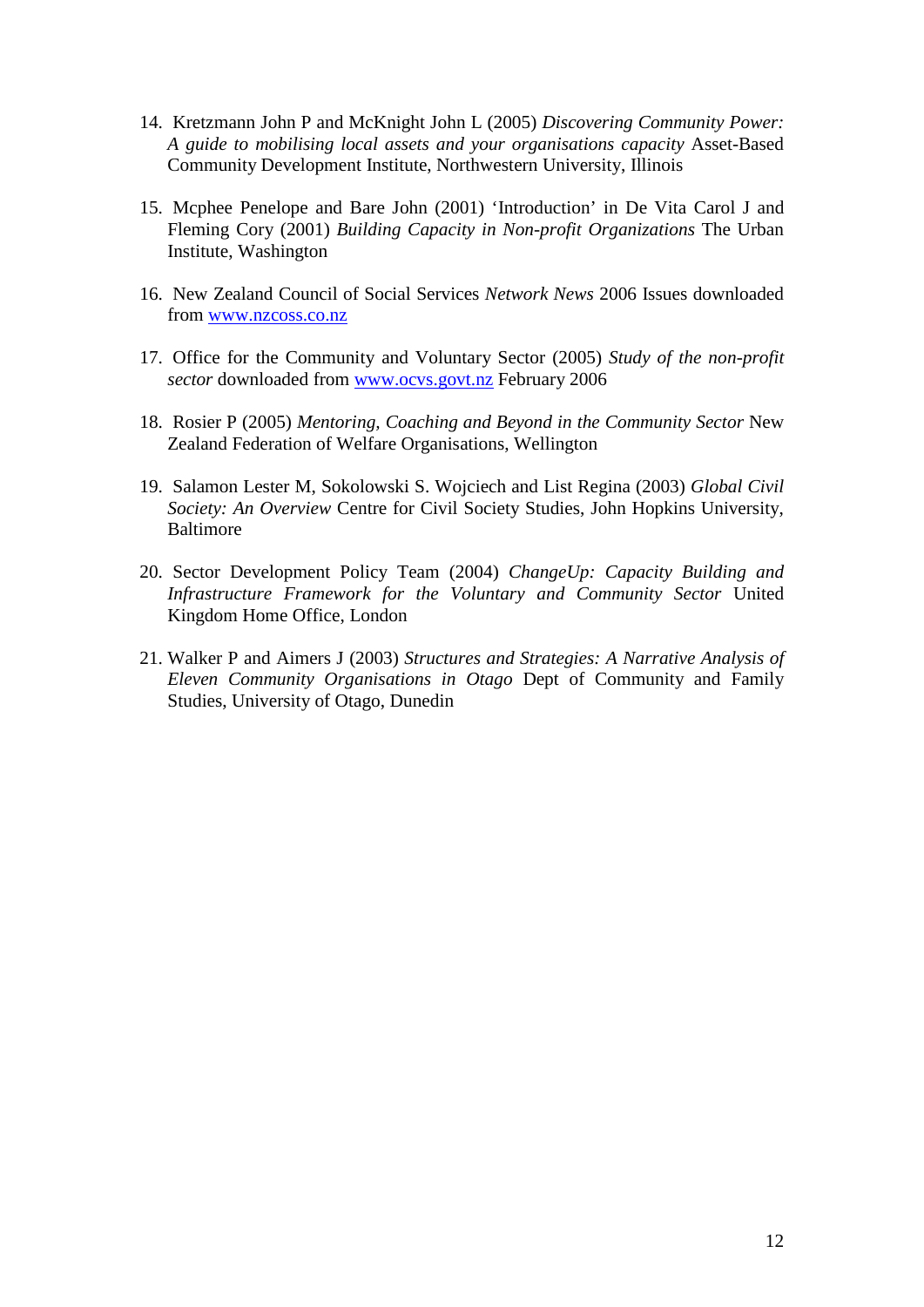14. Kretzmann John P and McKnight John L (2005) *Discovering Community Power: A guide to mobilising local assets and your organisations capacity* Asset-Based Community Development Institute, Northwestern University, Illinois

15. Mcphee Penelope and Bare John (2001) 'Introduction' in De Vita Carol J and Fleming Cory (2001) *Building Capacity in Non-profit Organizations* The Urban Institute, Washington

16. New Zealand Council of Social Services *Network News* 2006 Issues downloaded from [www.nzcoss.co.nz](www.nzcoss.co.nz)

17. Office for the Community and Voluntary Sector (2005) *Study of the non-profit sector* downloaded from [www.ocvs.govt.nz](www.ocvs.govt.nz) February 2006

18. Rosier P (2005) *Mentoring, Coaching and Beyond in the Community Sector* New Zealand Federation of Welfare Organisations, Wellington

19. Salamon Lester M, Sokolowski S. Wojciech and List Regina (2003) *Global Civil Society: An Overview* Centre for Civil Society Studies, John Hopkins University, Baltimore

20. Sector Development Policy Team (2004) *ChangeUp: Capacity Building and Infrastructure Framework for the Voluntary and Community Sector* United Kingdom Home Office, London

21. Walker P and Aimers J (2003) *Structures and Strategies: A Narrative Analysis of Eleven Community Organisations in Otago* Dept of Community and Family Studies, University of Otago, Dunedin